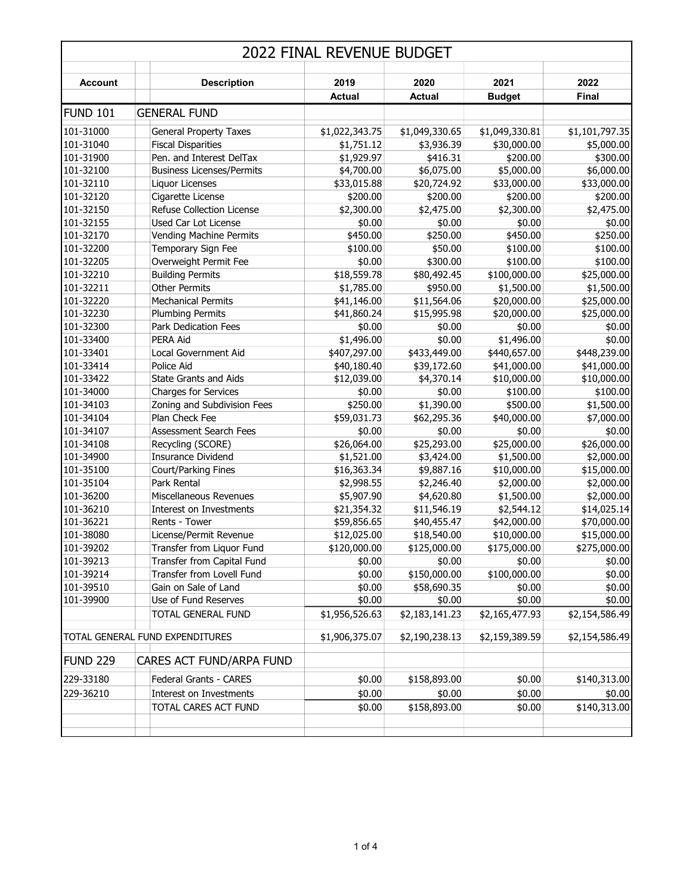# 2022 FINAL REVENUE BUDGET

| Account | Description | 2019 Actual | 2020 Actual | 2021 Budget | 2022 Final |
|---|---|---|---|---|---|
| FUND 101 | GENERAL FUND | | | | |
| 101-31000 | General Property Taxes | $1,022,343.75 | $1,049,330.65 | $1,049,330.81 | $1,101,797.35 |
| 101-31040 | Fiscal Disparities | $1,751.12 | $3,936.39 | $30,000.00 | $5,000.00 |
| 101-31900 | Pen. and Interest DelTax | $1,929.97 | $416.31 | $200.00 | $300.00 |
| 101-32100 | Business Licenses/Permits | $4,700.00 | $6,075.00 | $5,000.00 | $6,000.00 |
| 101-32110 | Liquor Licenses | $33,015.88 | $20,724.92 | $33,000.00 | $33,000.00 |
| 101-32120 | Cigarette License | $200.00 | $200.00 | $200.00 | $200.00 |
| 101-32150 | Refuse Collection License | $2,300.00 | $2,475.00 | $2,300.00 | $2,475.00 |
| 101-32155 | Used Car Lot License | $0.00 | $0.00 | $0.00 | $0.00 |
| 101-32170 | Vending Machine Permits | $450.00 | $250.00 | $450.00 | $250.00 |
| 101-32200 | Temporary Sign Fee | $100.00 | $50.00 | $100.00 | $100.00 |
| 101-32205 | Overweight Permit Fee | $0.00 | $300.00 | $100.00 | $100.00 |
| 101-32210 | Building Permits | $18,559.78 | $80,492.45 | $100,000.00 | $25,000.00 |
| 101-32211 | Other Permits | $1,785.00 | $950.00 | $1,500.00 | $1,500.00 |
| 101-32220 | Mechanical Permits | $41,146.00 | $11,564.06 | $20,000.00 | $25,000.00 |
| 101-32230 | Plumbing Permits | $41,860.24 | $15,995.98 | $20,000.00 | $25,000.00 |
| 101-32300 | Park Dedication Fees | $0.00 | $0.00 | $0.00 | $0.00 |
| 101-33400 | PERA Aid | $1,496.00 | $0.00 | $1,496.00 | $0.00 |
| 101-33401 | Local Government Aid | $407,297.00 | $433,449.00 | $440,657.00 | $448,239.00 |
| 101-33414 | Police Aid | $40,180.40 | $39,172.60 | $41,000.00 | $41,000.00 |
| 101-33422 | State Grants and Aids | $12,039.00 | $4,370.14 | $10,000.00 | $10,000.00 |
| 101-34000 | Charges for Services | $0.00 | $0.00 | $100.00 | $100.00 |
| 101-34103 | Zoning and Subdivision Fees | $250.00 | $1,390.00 | $500.00 | $1,500.00 |
| 101-34104 | Plan Check Fee | $59,031.73 | $62,295.36 | $40,000.00 | $7,000.00 |
| 101-34107 | Assessment Search Fees | $0.00 | $0.00 | $0.00 | $0.00 |
| 101-34108 | Recycling (SCORE) | $26,064.00 | $25,293.00 | $25,000.00 | $26,000.00 |
| 101-34900 | Insurance Dividend | $1,521.00 | $3,424.00 | $1,500.00 | $2,000.00 |
| 101-35100 | Court/Parking Fines | $16,363.34 | $9,887.16 | $10,000.00 | $15,000.00 |
| 101-35104 | Park Rental | $2,998.55 | $2,246.40 | $2,000.00 | $2,000.00 |
| 101-36200 | Miscellaneous Revenues | $5,907.90 | $4,620.80 | $1,500.00 | $2,000.00 |
| 101-36210 | Interest on Investments | $21,354.32 | $11,546.19 | $2,544.12 | $14,025.14 |
| 101-36221 | Rents - Tower | $59,856.65 | $40,455.47 | $42,000.00 | $70,000.00 |
| 101-38080 | License/Permit Revenue | $12,025.00 | $18,540.00 | $10,000.00 | $15,000.00 |
| 101-39202 | Transfer from Liquor Fund | $120,000.00 | $125,000.00 | $175,000.00 | $275,000.00 |
| 101-39213 | Transfer from Capital Fund | $0.00 | $0.00 | $0.00 | $0.00 |
| 101-39214 | Transfer from Lovell Fund | $0.00 | $150,000.00 | $100,000.00 | $0.00 |
| 101-39510 | Gain on Sale of Land | $0.00 | $58,690.35 | $0.00 | $0.00 |
| 101-39900 | Use of Fund Reserves | $0.00 | $0.00 | $0.00 | $0.00 |
| | TOTAL GENERAL FUND | $1,956,526.63 | $2,183,141.23 | $2,165,477.93 | $2,154,586.49 |
| TOTAL GENERAL FUND EXPENDITURES | | $1,906,375.07 | $2,190,238.13 | $2,159,389.59 | $2,154,586.49 |
| FUND 229 | CARES ACT FUND/ARPA FUND | | | | |
| 229-33180 | Federal Grants - CARES | $0.00 | $158,893.00 | $0.00 | $140,313.00 |
| 229-36210 | Interest on Investments | $0.00 | $0.00 | $0.00 | $0.00 |
| | TOTAL CARES ACT FUND | $0.00 | $158,893.00 | $0.00 | $140,313.00 |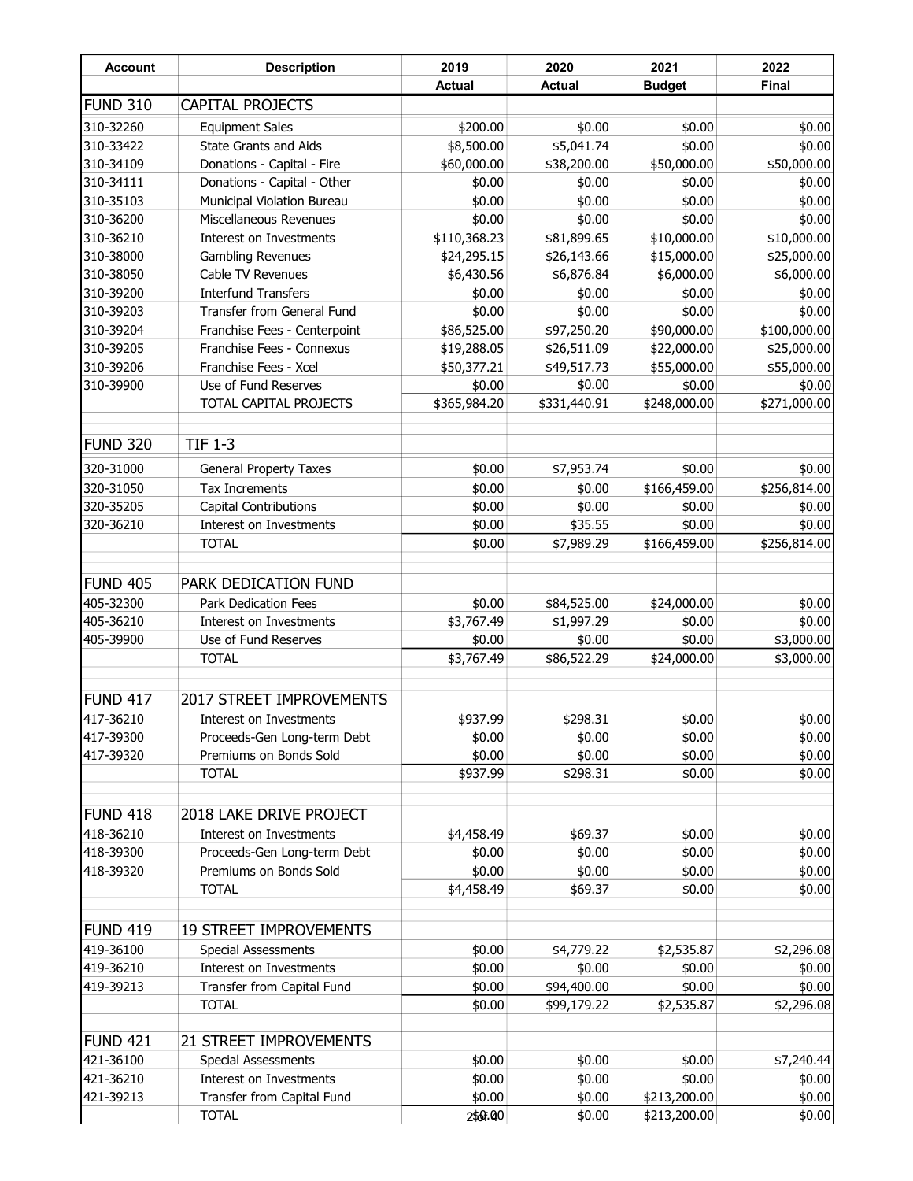| Account | Description | 2019 Actual | 2020 Actual | 2021 Budget | 2022 Final |
|---|---|---|---|---|---|
| FUND 310 | CAPITAL PROJECTS | | | | |
| 310-32260 | Equipment Sales | $200.00 | $0.00 | $0.00 | $0.00 |
| 310-33422 | State Grants and Aids | $8,500.00 | $5,041.74 | $0.00 | $0.00 |
| 310-34109 | Donations - Capital - Fire | $60,000.00 | $38,200.00 | $50,000.00 | $50,000.00 |
| 310-34111 | Donations - Capital - Other | $0.00 | $0.00 | $0.00 | $0.00 |
| 310-35103 | Municipal Violation Bureau | $0.00 | $0.00 | $0.00 | $0.00 |
| 310-36200 | Miscellaneous Revenues | $0.00 | $0.00 | $0.00 | $0.00 |
| 310-36210 | Interest on Investments | $110,368.23 | $81,899.65 | $10,000.00 | $10,000.00 |
| 310-38000 | Gambling Revenues | $24,295.15 | $26,143.66 | $15,000.00 | $25,000.00 |
| 310-38050 | Cable TV Revenues | $6,430.56 | $6,876.84 | $6,000.00 | $6,000.00 |
| 310-39200 | Interfund Transfers | $0.00 | $0.00 | $0.00 | $0.00 |
| 310-39203 | Transfer from General Fund | $0.00 | $0.00 | $0.00 | $0.00 |
| 310-39204 | Franchise Fees - Centerpoint | $86,525.00 | $97,250.20 | $90,000.00 | $100,000.00 |
| 310-39205 | Franchise Fees - Connexus | $19,288.05 | $26,511.09 | $22,000.00 | $25,000.00 |
| 310-39206 | Franchise Fees - Xcel | $50,377.21 | $49,517.73 | $55,000.00 | $55,000.00 |
| 310-39900 | Use of Fund Reserves | $0.00 | $0.00 | $0.00 | $0.00 |
| | TOTAL CAPITAL PROJECTS | $365,984.20 | $331,440.91 | $248,000.00 | $271,000.00 |
| | | | | | |
| FUND 320 | TIF 1-3 | | | | |
| 320-31000 | General Property Taxes | $0.00 | $7,953.74 | $0.00 | $0.00 |
| 320-31050 | Tax Increments | $0.00 | $0.00 | $166,459.00 | $256,814.00 |
| 320-35205 | Capital Contributions | $0.00 | $0.00 | $0.00 | $0.00 |
| 320-36210 | Interest on Investments | $0.00 | $35.55 | $0.00 | $0.00 |
| | TOTAL | $0.00 | $7,989.29 | $166,459.00 | $256,814.00 |
| | | | | | |
| FUND 405 | PARK DEDICATION FUND | | | | |
| 405-32300 | Park Dedication Fees | $0.00 | $84,525.00 | $24,000.00 | $0.00 |
| 405-36210 | Interest on Investments | $3,767.49 | $1,997.29 | $0.00 | $0.00 |
| 405-39900 | Use of Fund Reserves | $0.00 | $0.00 | $0.00 | $3,000.00 |
| | TOTAL | $3,767.49 | $86,522.29 | $24,000.00 | $3,000.00 |
| | | | | | |
| FUND 417 | 2017 STREET IMPROVEMENTS | | | | |
| 417-36210 | Interest on Investments | $937.99 | $298.31 | $0.00 | $0.00 |
| 417-39300 | Proceeds-Gen Long-term Debt | $0.00 | $0.00 | $0.00 | $0.00 |
| 417-39320 | Premiums on Bonds Sold | $0.00 | $0.00 | $0.00 | $0.00 |
| | TOTAL | $937.99 | $298.31 | $0.00 | $0.00 |
| | | | | | |
| FUND 418 | 2018 LAKE DRIVE PROJECT | | | | |
| 418-36210 | Interest on Investments | $4,458.49 | $69.37 | $0.00 | $0.00 |
| 418-39300 | Proceeds-Gen Long-term Debt | $0.00 | $0.00 | $0.00 | $0.00 |
| 418-39320 | Premiums on Bonds Sold | $0.00 | $0.00 | $0.00 | $0.00 |
| | TOTAL | $4,458.49 | $69.37 | $0.00 | $0.00 |
| | | | | | |
| FUND 419 | 19 STREET IMPROVEMENTS | | | | |
| 419-36100 | Special Assessments | $0.00 | $4,779.22 | $2,535.87 | $2,296.08 |
| 419-36210 | Interest on Investments | $0.00 | $0.00 | $0.00 | $0.00 |
| 419-39213 | Transfer from Capital Fund | $0.00 | $94,400.00 | $0.00 | $0.00 |
| | TOTAL | $0.00 | $99,179.22 | $2,535.87 | $2,296.08 |
| | | | | | |
| FUND 421 | 21 STREET IMPROVEMENTS | | | | |
| 421-36100 | Special Assessments | $0.00 | $0.00 | $0.00 | $7,240.44 |
| 421-36210 | Interest on Investments | $0.00 | $0.00 | $0.00 | $0.00 |
| 421-39213 | Transfer from Capital Fund | $0.00 | $0.00 | $213,200.00 | $0.00 |
| | TOTAL | $0.00 | $0.00 | $213,200.00 | $0.00 |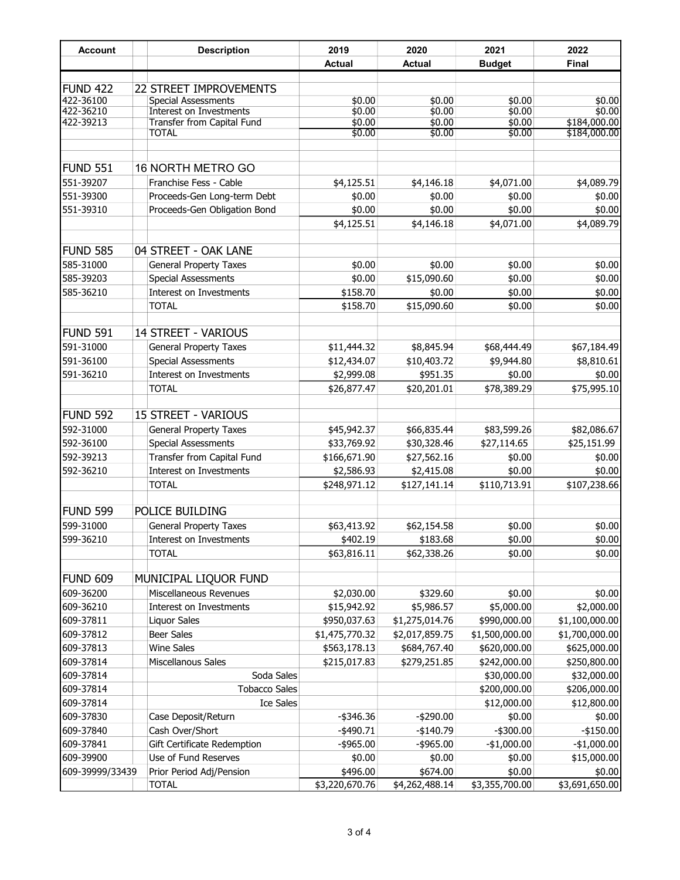| Account | Description | 2019 Actual | 2020 Actual | 2021 Budget | 2022 Final |
|---|---|---|---|---|---|
| FUND 422 | 22 STREET IMPROVEMENTS | | | | |
| 422-36100 | Special Assessments | $0.00 | $0.00 | $0.00 | $0.00 |
| 422-36210 | Interest on Investments | $0.00 | $0.00 | $0.00 | $0.00 |
| 422-39213 | Transfer from Capital Fund | $0.00 | $0.00 | $0.00 | $184,000.00 |
| | TOTAL | $0.00 | $0.00 | $0.00 | $184,000.00 |
| | | | | | |
| FUND 551 | 16 NORTH METRO GO | | | | |
| 551-39207 | Franchise Fess - Cable | $4,125.51 | $4,146.18 | $4,071.00 | $4,089.79 |
| 551-39300 | Proceeds-Gen Long-term Debt | $0.00 | $0.00 | $0.00 | $0.00 |
| 551-39310 | Proceeds-Gen Obligation Bond | $0.00 | $0.00 | $0.00 | $0.00 |
| | | $4,125.51 | $4,146.18 | $4,071.00 | $4,089.79 |
| | | | | | |
| FUND 585 | 04 STREET - OAK LANE | | | | |
| 585-31000 | General Property Taxes | $0.00 | $0.00 | $0.00 | $0.00 |
| 585-39203 | Special Assessments | $0.00 | $15,090.60 | $0.00 | $0.00 |
| 585-36210 | Interest on Investments | $158.70 | $0.00 | $0.00 | $0.00 |
| | TOTAL | $158.70 | $15,090.60 | $0.00 | $0.00 |
| | | | | | |
| FUND 591 | 14 STREET - VARIOUS | | | | |
| 591-31000 | General Property Taxes | $11,444.32 | $8,845.94 | $68,444.49 | $67,184.49 |
| 591-36100 | Special Assessments | $12,434.07 | $10,403.72 | $9,944.80 | $8,810.61 |
| 591-36210 | Interest on Investments | $2,999.08 | $951.35 | $0.00 | $0.00 |
| | TOTAL | $26,877.47 | $20,201.01 | $78,389.29 | $75,995.10 |
| | | | | | |
| FUND 592 | 15 STREET - VARIOUS | | | | |
| 592-31000 | General Property Taxes | $45,942.37 | $66,835.44 | $83,599.26 | $82,086.67 |
| 592-36100 | Special Assessments | $33,769.92 | $30,328.46 | $27,114.65 | $25,151.99 |
| 592-39213 | Transfer from Capital Fund | $166,671.90 | $27,562.16 | $0.00 | $0.00 |
| 592-36210 | Interest on Investments | $2,586.93 | $2,415.08 | $0.00 | $0.00 |
| | TOTAL | $248,971.12 | $127,141.14 | $110,713.91 | $107,238.66 |
| | | | | | |
| FUND 599 | POLICE BUILDING | | | | |
| 599-31000 | General Property Taxes | $63,413.92 | $62,154.58 | $0.00 | $0.00 |
| 599-36210 | Interest on Investments | $402.19 | $183.68 | $0.00 | $0.00 |
| | TOTAL | $63,816.11 | $62,338.26 | $0.00 | $0.00 |
| | | | | | |
| FUND 609 | MUNICIPAL LIQUOR FUND | | | | |
| 609-36200 | Miscellaneous Revenues | $2,030.00 | $329.60 | $0.00 | $0.00 |
| 609-36210 | Interest on Investments | $15,942.92 | $5,986.57 | $5,000.00 | $2,000.00 |
| 609-37811 | Liquor Sales | $950,037.63 | $1,275,014.76 | $990,000.00 | $1,100,000.00 |
| 609-37812 | Beer Sales | $1,475,770.32 | $2,017,859.75 | $1,500,000.00 | $1,700,000.00 |
| 609-37813 | Wine Sales | $563,178.13 | $684,767.40 | $620,000.00 | $625,000.00 |
| 609-37814 | Miscellanous Sales | $215,017.83 | $279,251.85 | $242,000.00 | $250,800.00 |
| 609-37814 | Soda Sales | | | $30,000.00 | $32,000.00 |
| 609-37814 | Tobacco Sales | | | $200,000.00 | $206,000.00 |
| 609-37814 | Ice Sales | | | $12,000.00 | $12,800.00 |
| 609-37830 | Case Deposit/Return | -$346.36 | -$290.00 | $0.00 | $0.00 |
| 609-37840 | Cash Over/Short | -$490.71 | -$140.79 | -$300.00 | -$150.00 |
| 609-37841 | Gift Certificate Redemption | -$965.00 | -$965.00 | -$1,000.00 | -$1,000.00 |
| 609-39900 | Use of Fund Reserves | $0.00 | $0.00 | $0.00 | $15,000.00 |
| 609-39999/33439 | Prior Period Adj/Pension | $496.00 | $674.00 | $0.00 | $0.00 |
| | TOTAL | $3,220,670.76 | $4,262,488.14 | $3,355,700.00 | $3,691,650.00 |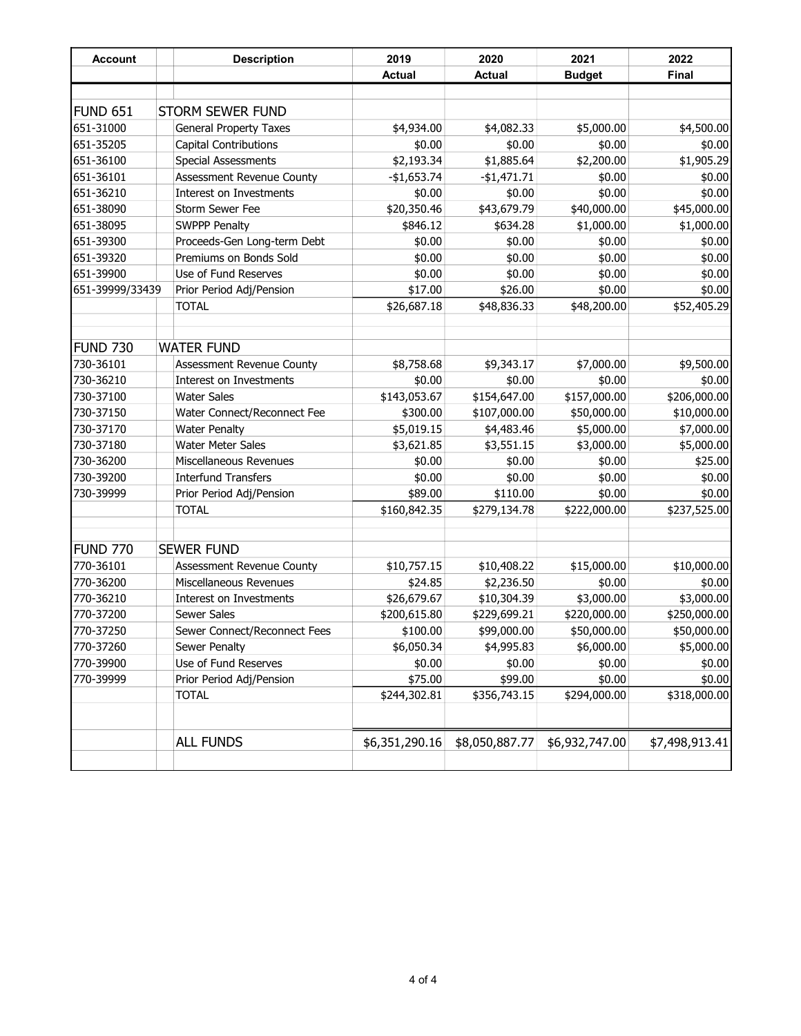| Account | Description | 2019 Actual | 2020 Actual | 2021 Budget | 2022 Final |
|---|---|---|---|---|---|
| FUND 651 | STORM SEWER FUND | | | | |
| 651-31000 | General Property Taxes | $4,934.00 | $4,082.33 | $5,000.00 | $4,500.00 |
| 651-35205 | Capital Contributions | $0.00 | $0.00 | $0.00 | $0.00 |
| 651-36100 | Special Assessments | $2,193.34 | $1,885.64 | $2,200.00 | $1,905.29 |
| 651-36101 | Assessment Revenue County | -$1,653.74 | -$1,471.71 | $0.00 | $0.00 |
| 651-36210 | Interest on Investments | $0.00 | $0.00 | $0.00 | $0.00 |
| 651-38090 | Storm Sewer Fee | $20,350.46 | $43,679.79 | $40,000.00 | $45,000.00 |
| 651-38095 | SWPPP Penalty | $846.12 | $634.28 | $1,000.00 | $1,000.00 |
| 651-39300 | Proceeds-Gen Long-term Debt | $0.00 | $0.00 | $0.00 | $0.00 |
| 651-39320 | Premiums on Bonds Sold | $0.00 | $0.00 | $0.00 | $0.00 |
| 651-39900 | Use of Fund Reserves | $0.00 | $0.00 | $0.00 | $0.00 |
| 651-39999/33439 | Prior Period Adj/Pension | $17.00 | $26.00 | $0.00 | $0.00 |
| | TOTAL | $26,687.18 | $48,836.33 | $48,200.00 | $52,405.29 |
| FUND 730 | WATER FUND | | | | |
| 730-36101 | Assessment Revenue County | $8,758.68 | $9,343.17 | $7,000.00 | $9,500.00 |
| 730-36210 | Interest on Investments | $0.00 | $0.00 | $0.00 | $0.00 |
| 730-37100 | Water Sales | $143,053.67 | $154,647.00 | $157,000.00 | $206,000.00 |
| 730-37150 | Water Connect/Reconnect Fee | $300.00 | $107,000.00 | $50,000.00 | $10,000.00 |
| 730-37170 | Water Penalty | $5,019.15 | $4,483.46 | $5,000.00 | $7,000.00 |
| 730-37180 | Water Meter Sales | $3,621.85 | $3,551.15 | $3,000.00 | $5,000.00 |
| 730-36200 | Miscellaneous Revenues | $0.00 | $0.00 | $0.00 | $25.00 |
| 730-39200 | Interfund Transfers | $0.00 | $0.00 | $0.00 | $0.00 |
| 730-39999 | Prior Period Adj/Pension | $89.00 | $110.00 | $0.00 | $0.00 |
| | TOTAL | $160,842.35 | $279,134.78 | $222,000.00 | $237,525.00 |
| FUND 770 | SEWER FUND | | | | |
| 770-36101 | Assessment Revenue County | $10,757.15 | $10,408.22 | $15,000.00 | $10,000.00 |
| 770-36200 | Miscellaneous Revenues | $24.85 | $2,236.50 | $0.00 | $0.00 |
| 770-36210 | Interest on Investments | $26,679.67 | $10,304.39 | $3,000.00 | $3,000.00 |
| 770-37200 | Sewer Sales | $200,615.80 | $229,699.21 | $220,000.00 | $250,000.00 |
| 770-37250 | Sewer Connect/Reconnect Fees | $100.00 | $99,000.00 | $50,000.00 | $50,000.00 |
| 770-37260 | Sewer Penalty | $6,050.34 | $4,995.83 | $6,000.00 | $5,000.00 |
| 770-39900 | Use of Fund Reserves | $0.00 | $0.00 | $0.00 | $0.00 |
| 770-39999 | Prior Period Adj/Pension | $75.00 | $99.00 | $0.00 | $0.00 |
| | TOTAL | $244,302.81 | $356,743.15 | $294,000.00 | $318,000.00 |
| | ALL FUNDS | $6,351,290.16 | $8,050,887.77 | $6,932,747.00 | $7,498,913.41 |